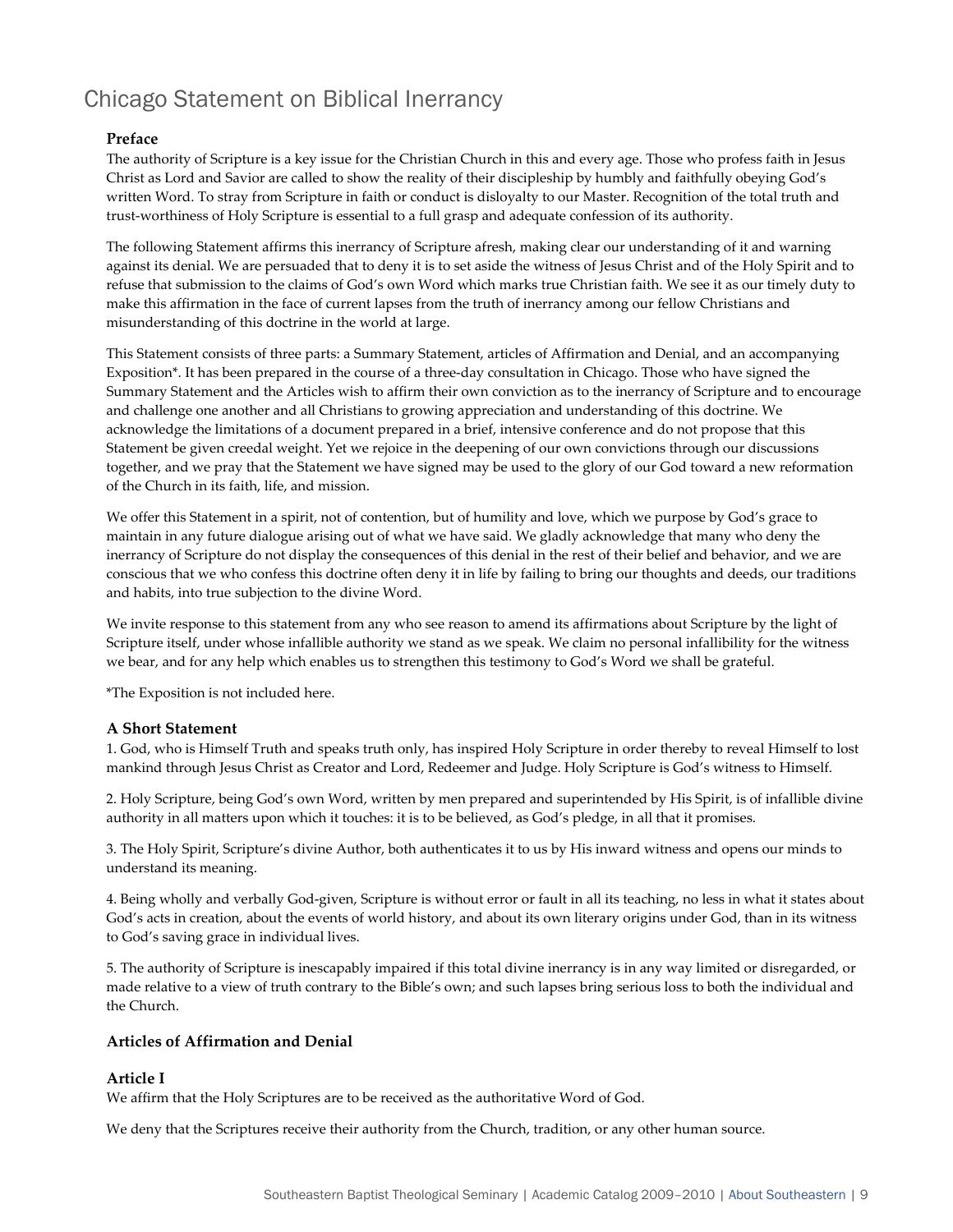# Chicago Statement on Biblical Inerrancy

### Preface

The authority of Scripture is a key issue for the Christian Church in this and every age. Those who profess faith in Jesus Christ as Lord and Savior are called to show the reality of their discipleship by humbly and faithfully obeying God's written Word. To stray from Scripture in faith or conduct is disloyalty to our Master. Recognition of the total truth and trust-worthiness of Holy Scripture is essential to a full grasp and adequate confession of its authority.

The following Statement affirms this inerrancy of Scripture afresh, making clear our understanding of it and warning against its denial. We are persuaded that to deny it is to set aside the witness of Jesus Christ and of the Holy Spirit and to refuse that submission to the claims of God's own Word which marks true Christian faith. We see it as our timely duty to make this affirmation in the face of current lapses from the truth of inerrancy among our fellow Christians and misunderstanding of this doctrine in the world at large.

This Statement consists of three parts: a Summary Statement, articles of Affirmation and Denial, and an accompanying Exposition*. It has been prepared in the course of a three-day consultation in Chicago. Those who have signed the Summary Statement and the Articles wish to affirm their own conviction as to the inerrancy of Scripture and to encourage and challenge one another and all Christians to growing appreciation and understanding of this doctrine. We acknowledge the limitations of a document prepared in a brief, intensive conference and do not propose that this Statement be given creedal weight. Yet we rejoice in the deepening of our own convictions through our discussions together, and we pray that the Statement we have signed may be used to the glory of our God toward a new reformation of the Church in its faith, life, and mission.

We offer this Statement in a spirit, not of contention, but of humility and love, which we purpose by God's grace to maintain in any future dialogue arising out of what we have said. We gladly acknowledge that many who deny the inerrancy of Scripture do not display the consequences of this denial in the rest of their belief and behavior, and we are conscious that we who confess this doctrine often deny it in life by failing to bring our thoughts and deeds, our traditions and habits, into true subjection to the divine Word.

We invite response to this statement from any who see reason to amend its affirmations about Scripture by the light of Scripture itself, under whose infallible authority we stand as we speak. We claim no personal infallibility for the witness we bear, and for any help which enables us to strengthen this testimony to God's Word we shall be grateful.

*The Exposition is not included here.

### A Short Statement

1. God, who is Himself Truth and speaks truth only, has inspired Holy Scripture in order thereby to reveal Himself to lost mankind through Jesus Christ as Creator and Lord, Redeemer and Judge. Holy Scripture is God's witness to Himself.

2. Holy Scripture, being God's own Word, written by men prepared and superintended by His Spirit, is of infallible divine authority in all matters upon which it touches: it is to be believed, as God's pledge, in all that it promises.

3. The Holy Spirit, Scripture's divine Author, both authenticates it to us by His inward witness and opens our minds to understand its meaning.

4. Being wholly and verbally God-given, Scripture is without error or fault in all its teaching, no less in what it states about God's acts in creation, about the events of world history, and about its own literary origins under God, than in its witness to God's saving grace in individual lives.

5. The authority of Scripture is inescapably impaired if this total divine inerrancy is in any way limited or disregarded, or made relative to a view of truth contrary to the Bible's own; and such lapses bring serious loss to both the individual and the Church.

### Articles of Affirmation and Denial

### Article I

We affirm that the Holy Scriptures are to be received as the authoritative Word of God.

We deny that the Scriptures receive their authority from the Church, tradition, or any other human source.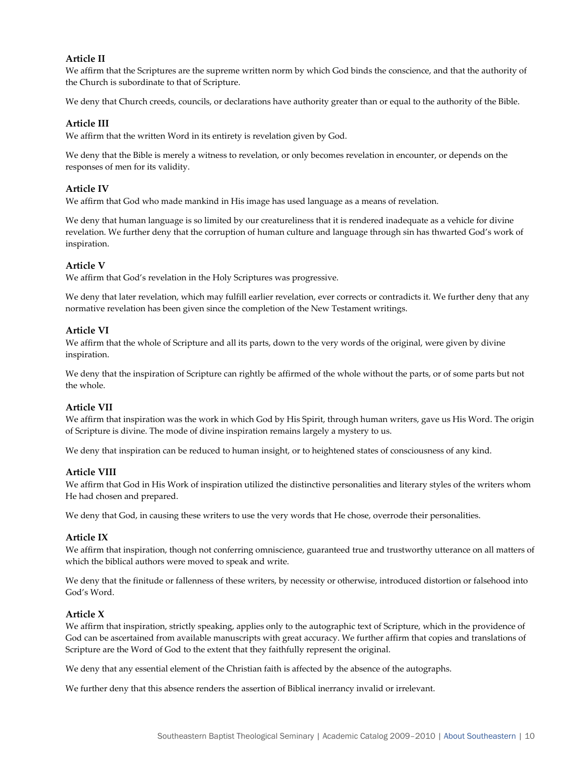**Article II**

We affirm that the Scriptures are the supreme written norm by which God binds the conscience, and that the authority of the Church is subordinate to that of Scripture.

We deny that Church creeds, councils, or declarations have authority greater than or equal to the authority of the Bible.

**Article III**

We affirm that the written Word in its entirety is revelation given by God.

We deny that the Bible is merely a witness to revelation, or only becomes revelation in encounter, or depends on the responses of men for its validity.

**Article IV**

We affirm that God who made mankind in His image has used language as a means of revelation.

We deny that human language is so limited by our creatureliness that it is rendered inadequate as a vehicle for divine revelation. We further deny that the corruption of human culture and language through sin has thwarted God's work of inspiration.

**Article V**

We affirm that God's revelation in the Holy Scriptures was progressive.

We deny that later revelation, which may fulfill earlier revelation, ever corrects or contradicts it. We further deny that any normative revelation has been given since the completion of the New Testament writings.

**Article VI**

We affirm that the whole of Scripture and all its parts, down to the very words of the original, were given by divine inspiration.

We deny that the inspiration of Scripture can rightly be affirmed of the whole without the parts, or of some parts but not the whole.

**Article VII**

We affirm that inspiration was the work in which God by His Spirit, through human writers, gave us His Word. The origin of Scripture is divine. The mode of divine inspiration remains largely a mystery to us.

We deny that inspiration can be reduced to human insight, or to heightened states of consciousness of any kind.

**Article VIII**

We affirm that God in His Work of inspiration utilized the distinctive personalities and literary styles of the writers whom He had chosen and prepared.

We deny that God, in causing these writers to use the very words that He chose, overrode their personalities.

**Article IX**

We affirm that inspiration, though not conferring omniscience, guaranteed true and trustworthy utterance on all matters of which the biblical authors were moved to speak and write.

We deny that the finitude or fallenness of these writers, by necessity or otherwise, introduced distortion or falsehood into God's Word.

**Article X**

We affirm that inspiration, strictly speaking, applies only to the autographic text of Scripture, which in the providence of God can be ascertained from available manuscripts with great accuracy. We further affirm that copies and translations of Scripture are the Word of God to the extent that they faithfully represent the original.

We deny that any essential element of the Christian faith is affected by the absence of the autographs.

We further deny that this absence renders the assertion of Biblical inerrancy invalid or irrelevant.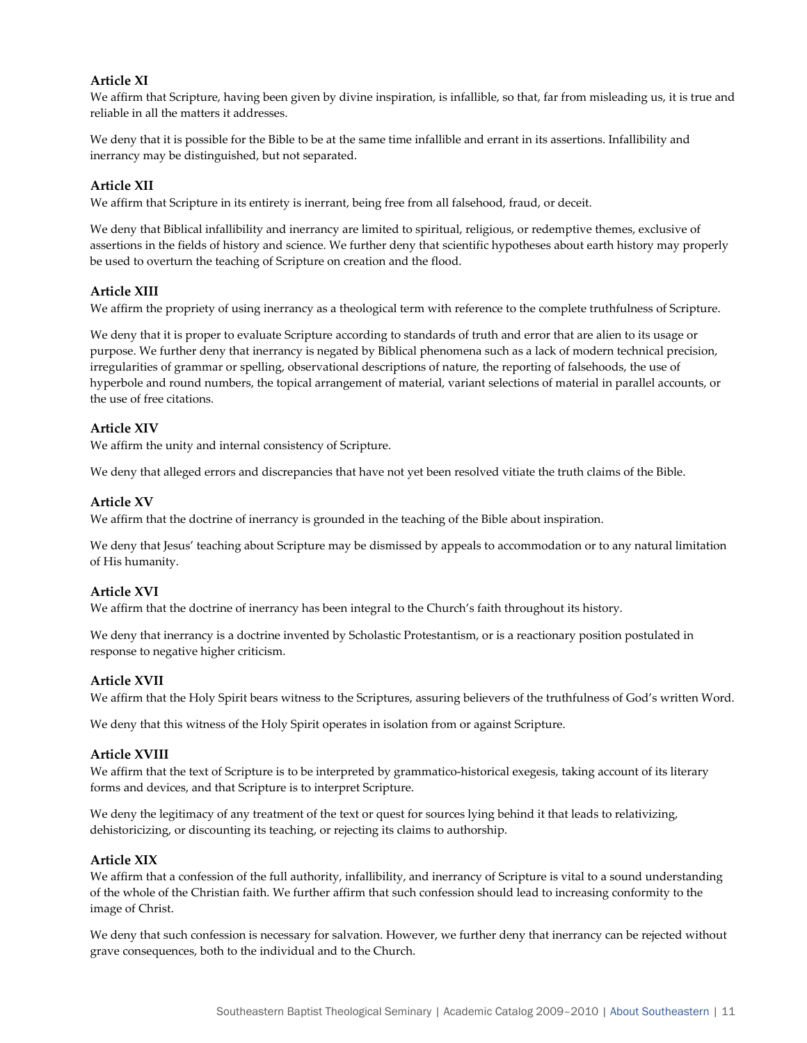### Article XI

We affirm that Scripture, having been given by divine inspiration, is infallible, so that, far from misleading us, it is true and reliable in all the matters it addresses.

We deny that it is possible for the Bible to be at the same time infallible and errant in its assertions. Infallibility and inerrancy may be distinguished, but not separated.

### Article XII

We affirm that Scripture in its entirety is inerrant, being free from all falsehood, fraud, or deceit.

We deny that Biblical infallibility and inerrancy are limited to spiritual, religious, or redemptive themes, exclusive of assertions in the fields of history and science. We further deny that scientific hypotheses about earth history may properly be used to overturn the teaching of Scripture on creation and the flood.

### Article XIII

We affirm the propriety of using inerrancy as a theological term with reference to the complete truthfulness of Scripture.

We deny that it is proper to evaluate Scripture according to standards of truth and error that are alien to its usage or purpose. We further deny that inerrancy is negated by Biblical phenomena such as a lack of modern technical precision, irregularities of grammar or spelling, observational descriptions of nature, the reporting of falsehoods, the use of hyperbole and round numbers, the topical arrangement of material, variant selections of material in parallel accounts, or the use of free citations.

### Article XIV

We affirm the unity and internal consistency of Scripture.

We deny that alleged errors and discrepancies that have not yet been resolved vitiate the truth claims of the Bible.

### Article XV

We affirm that the doctrine of inerrancy is grounded in the teaching of the Bible about inspiration.

We deny that Jesus' teaching about Scripture may be dismissed by appeals to accommodation or to any natural limitation of His humanity.

### Article XVI

We affirm that the doctrine of inerrancy has been integral to the Church's faith throughout its history.

We deny that inerrancy is a doctrine invented by Scholastic Protestantism, or is a reactionary position postulated in response to negative higher criticism.

### Article XVII

We affirm that the Holy Spirit bears witness to the Scriptures, assuring believers of the truthfulness of God's written Word.

We deny that this witness of the Holy Spirit operates in isolation from or against Scripture.

### Article XVIII

We affirm that the text of Scripture is to be interpreted by grammatico-historical exegesis, taking account of its literary forms and devices, and that Scripture is to interpret Scripture.

We deny the legitimacy of any treatment of the text or quest for sources lying behind it that leads to relativizing, dehistoricizing, or discounting its teaching, or rejecting its claims to authorship.

### Article XIX

We affirm that a confession of the full authority, infallibility, and inerrancy of Scripture is vital to a sound understanding of the whole of the Christian faith. We further affirm that such confession should lead to increasing conformity to the image of Christ.

We deny that such confession is necessary for salvation. However, we further deny that inerrancy can be rejected without grave consequences, both to the individual and to the Church.